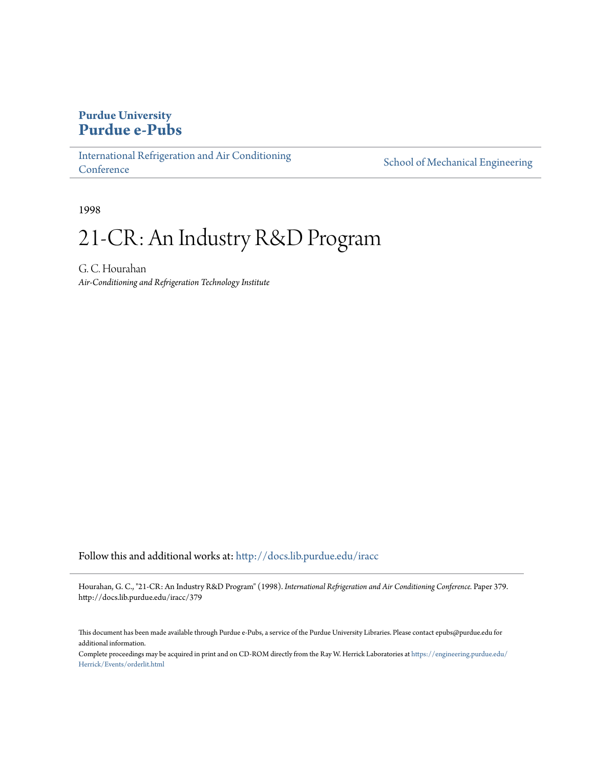**Purdue University**
**Purdue e-Pubs**

International Refrigeration and Air Conditioning Conference | School of Mechanical Engineering

1998

# 21-CR: An Industry R&D Program

G. C. Hourahan
*Air-Conditioning and Refrigeration Technology Institute*

Follow this and additional works at: http://docs.lib.purdue.edu/iracc

Hourahan, G. C., "21-CR: An Industry R&D Program" (1998). *International Refrigeration and Air Conditioning Conference.* Paper 379. http://docs.lib.purdue.edu/iracc/379

This document has been made available through Purdue e-Pubs, a service of the Purdue University Libraries. Please contact epubs@purdue.edu for additional information.
Complete proceedings may be acquired in print and on CD-ROM directly from the Ray W. Herrick Laboratories at https://engineering.purdue.edu/Herrick/Events/orderlit.html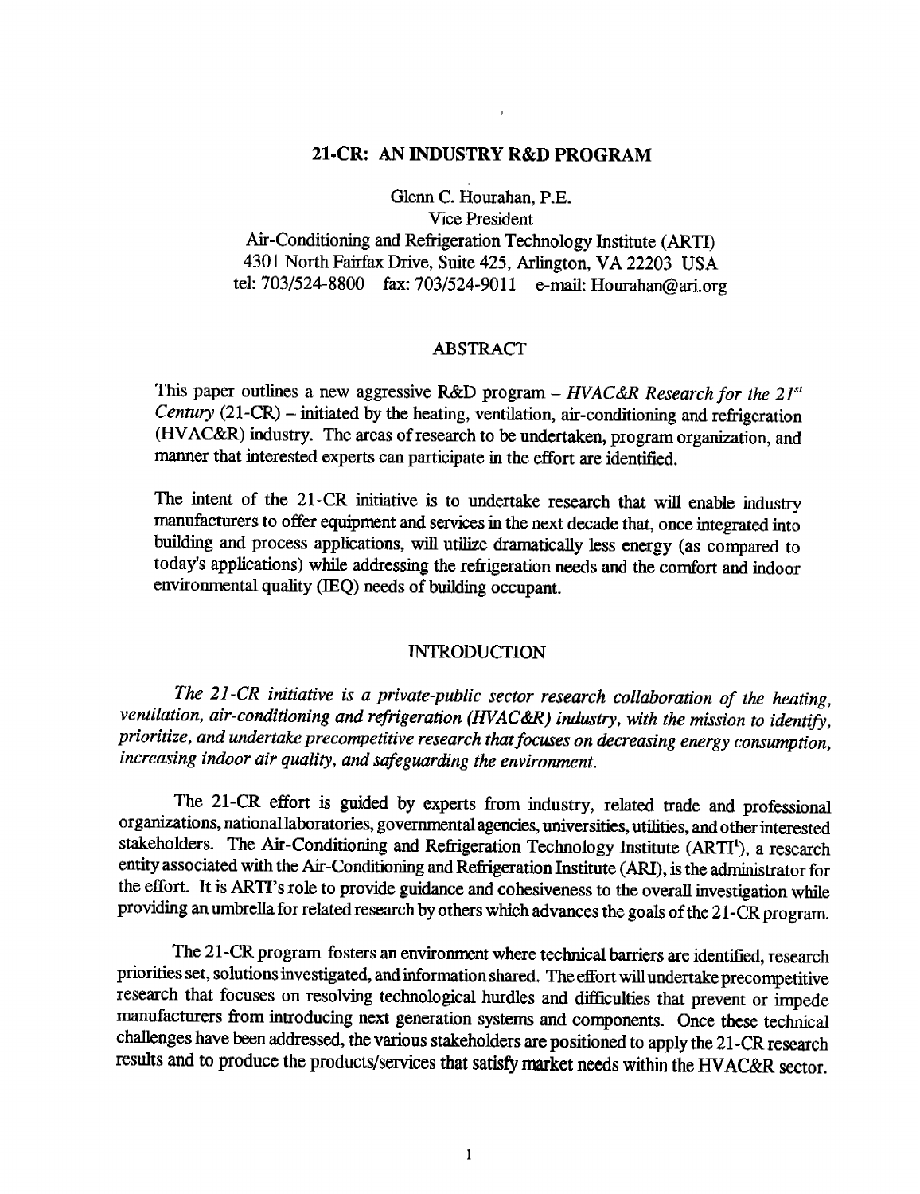# 21-CR: AN INDUSTRY R&D PROGRAM

Glenn C. Hourahan, P.E.
Vice President
Air-Conditioning and Refrigeration Technology Institute (ARTI)
4301 North Fairfax Drive, Suite 425, Arlington, VA 22203 USA
tel: 703/524-8800 fax: 703/524-9011 e-mail: Hourahan@ari.org

## ABSTRACT

This paper outlines a new aggressive R&D program – *HVAC&R Research for the 21st Century* (21-CR) – initiated by the heating, ventilation, air-conditioning and refrigeration (HVAC&R) industry. The areas of research to be undertaken, program organization, and manner that interested experts can participate in the effort are identified.

The intent of the 21-CR initiative is to undertake research that will enable industry manufacturers to offer equipment and services in the next decade that, once integrated into building and process applications, will utilize dramatically less energy (as compared to today's applications) while addressing the refrigeration needs and the comfort and indoor environmental quality (IEQ) needs of building occupant.

## INTRODUCTION

*The 21-CR initiative is a private-public sector research collaboration of the heating, ventilation, air-conditioning and refrigeration (HVAC&R) industry, with the mission to identify, prioritize, and undertake precompetitive research that focuses on decreasing energy consumption, increasing indoor air quality, and safeguarding the environment.*

The 21-CR effort is guided by experts from industry, related trade and professional organizations, national laboratories, governmental agencies, universities, utilities, and other interested stakeholders. The Air-Conditioning and Refrigeration Technology Institute (ARTI[1]), a research entity associated with the Air-Conditioning and Refrigeration Institute (ARI), is the administrator for the effort. It is ARTI's role to provide guidance and cohesiveness to the overall investigation while providing an umbrella for related research by others which advances the goals of the 21-CR program.

The 21-CR program fosters an environment where technical barriers are identified, research priorities set, solutions investigated, and information shared. The effort will undertake precompetitive research that focuses on resolving technological hurdles and difficulties that prevent or impede manufacturers from introducing next generation systems and components. Once these technical challenges have been addressed, the various stakeholders are positioned to apply the 21-CR research results and to produce the products/services that satisfy market needs within the HVAC&R sector.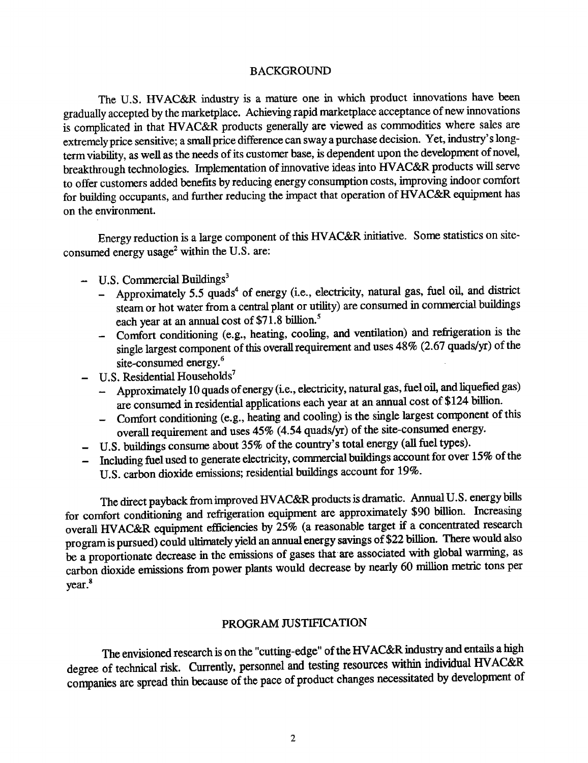## BACKGROUND

The U.S. HVAC&R industry is a mature one in which product innovations have been gradually accepted by the marketplace. Achieving rapid marketplace acceptance of new innovations is complicated in that HVAC&R products generally are viewed as commodities where sales are extremely price sensitive; a small price difference can sway a purchase decision. Yet, industry's long-term viability, as well as the needs of its customer base, is dependent upon the development of novel, breakthrough technologies. Implementation of innovative ideas into HVAC&R products will serve to offer customers added benefits by reducing energy consumption costs, improving indoor comfort for building occupants, and further reducing the impact that operation of HVAC&R equipment has on the environment.

Energy reduction is a large component of this HVAC&R initiative. Some statistics on site-consumed energy usage[2] within the U.S. are:

- U.S. Commercial Buildings[3]
  - Approximately 5.5 quads[4] of energy (i.e., electricity, natural gas, fuel oil, and district steam or hot water from a central plant or utility) are consumed in commercial buildings each year at an annual cost of $71.8 billion.[5]
  - Comfort conditioning (e.g., heating, cooling, and ventilation) and refrigeration is the single largest component of this overall requirement and uses 48% (2.67 quads/yr) of the site-consumed energy.[6]
- U.S. Residential Households[7]
  - Approximately 10 quads of energy (i.e., electricity, natural gas, fuel oil, and liquefied gas) are consumed in residential applications each year at an annual cost of $124 billion.
  - Comfort conditioning (e.g., heating and cooling) is the single largest component of this overall requirement and uses 45% (4.54 quads/yr) of the site-consumed energy.
- U.S. buildings consume about 35% of the country's total energy (all fuel types).
- Including fuel used to generate electricity, commercial buildings account for over 15% of the U.S. carbon dioxide emissions; residential buildings account for 19%.

The direct payback from improved HVAC&R products is dramatic. Annual U.S. energy bills for comfort conditioning and refrigeration equipment are approximately $90 billion. Increasing overall HVAC&R equipment efficiencies by 25% (a reasonable target if a concentrated research program is pursued) could ultimately yield an annual energy savings of $22 billion. There would also be a proportionate decrease in the emissions of gases that are associated with global warming, as carbon dioxide emissions from power plants would decrease by nearly 60 million metric tons per year.[8]

## PROGRAM JUSTIFICATION

The envisioned research is on the "cutting-edge" of the HVAC&R industry and entails a high degree of technical risk. Currently, personnel and testing resources within individual HVAC&R companies are spread thin because of the pace of product changes necessitated by development of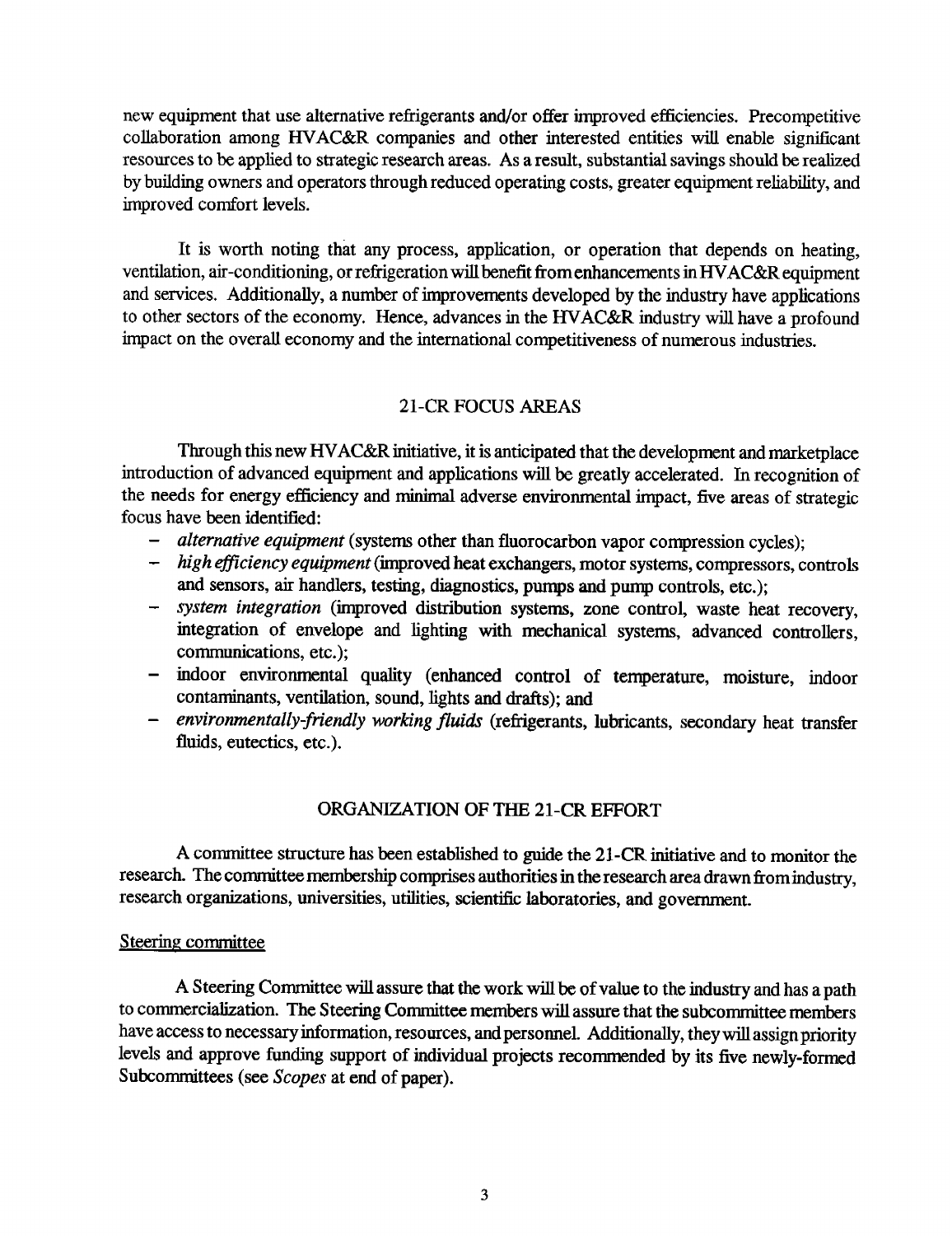new equipment that use alternative refrigerants and/or offer improved efficiencies. Precompetitive collaboration among HVAC&R companies and other interested entities will enable significant resources to be applied to strategic research areas. As a result, substantial savings should be realized by building owners and operators through reduced operating costs, greater equipment reliability, and improved comfort levels.

It is worth noting that any process, application, or operation that depends on heating, ventilation, air-conditioning, or refrigeration will benefit from enhancements in HVAC&R equipment and services. Additionally, a number of improvements developed by the industry have applications to other sectors of the economy. Hence, advances in the HVAC&R industry will have a profound impact on the overall economy and the international competitiveness of numerous industries.

## 21-CR FOCUS AREAS

Through this new HVAC&R initiative, it is anticipated that the development and marketplace introduction of advanced equipment and applications will be greatly accelerated. In recognition of the needs for energy efficiency and minimal adverse environmental impact, five areas of strategic focus have been identified:

- *alternative equipment* (systems other than fluorocarbon vapor compression cycles);
- *high efficiency equipment* (improved heat exchangers, motor systems, compressors, controls and sensors, air handlers, testing, diagnostics, pumps and pump controls, etc.);
- *system integration* (improved distribution systems, zone control, waste heat recovery, integration of envelope and lighting with mechanical systems, advanced controllers, communications, etc.);
- indoor environmental quality (enhanced control of temperature, moisture, indoor contaminants, ventilation, sound, lights and drafts); and
- *environmentally-friendly working fluids* (refrigerants, lubricants, secondary heat transfer fluids, eutectics, etc.).

## ORGANIZATION OF THE 21-CR EFFORT

A committee structure has been established to guide the 21-CR initiative and to monitor the research. The committee membership comprises authorities in the research area drawn from industry, research organizations, universities, utilities, scientific laboratories, and government.

### Steering committee

A Steering Committee will assure that the work will be of value to the industry and has a path to commercialization. The Steering Committee members will assure that the subcommittee members have access to necessary information, resources, and personnel. Additionally, they will assign priority levels and approve funding support of individual projects recommended by its five newly-formed Subcommittees (see *Scopes* at end of paper).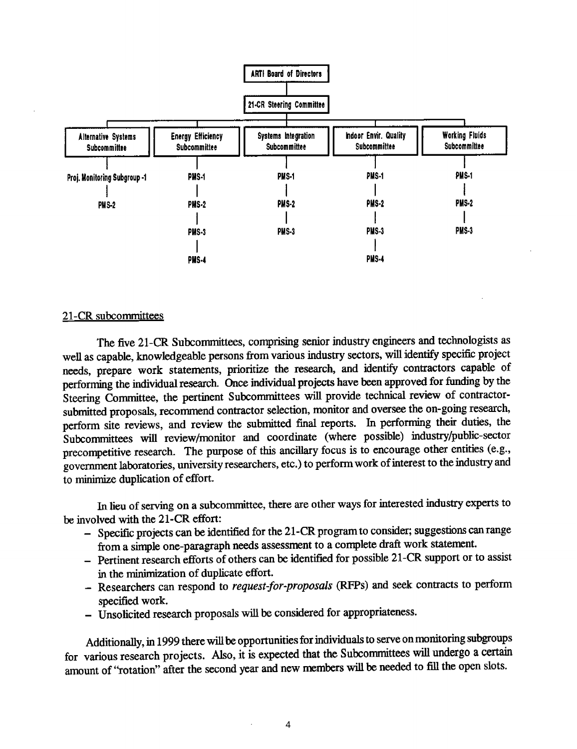ARTI Board of Directors

21-CR Steering Committee

| Alternative Systems Subcommittee | Energy Efficiency Subcommittee | Systems Integration Subcommittee | Indoor Envir. Quality Subcommittee | Working Fluids Subcommittee |
|---|---|---|---|---|
| Proj. Monitoring Subgroup -1 | PMS-1 | PMS-1 | PMS-1 | PMS-1 |
| PMS-2 | PMS-2 | PMS-2 | PMS-2 | PMS-2 |
| | PMS-3 | PMS-3 | PMS-3 | PMS-3 |
| | PMS-4 | | PMS-4 | |

21-CR subcommittees

The five 21-CR Subcommittees, comprising senior industry engineers and technologists as well as capable, knowledgeable persons from various industry sectors, will identify specific project needs, prepare work statements, prioritize the research, and identify contractors capable of performing the individual research. Once individual projects have been approved for funding by the Steering Committee, the pertinent Subcommittees will provide technical review of contractor-submitted proposals, recommend contractor selection, monitor and oversee the on-going research, perform site reviews, and review the submitted final reports. In performing their duties, the Subcommittees will review/monitor and coordinate (where possible) industry/public-sector precompetitive research. The purpose of this ancillary focus is to encourage other entities (e.g., government laboratories, university researchers, etc.) to perform work of interest to the industry and to minimize duplication of effort.

In lieu of serving on a subcommittee, there are other ways for interested industry experts to be involved with the 21-CR effort:

- Specific projects can be identified for the 21-CR program to consider; suggestions can range from a simple one-paragraph needs assessment to a complete draft work statement.
- Pertinent research efforts of others can be identified for possible 21-CR support or to assist in the minimization of duplicate effort.
- Researchers can respond to *request-for-proposals* (RFPs) and seek contracts to perform specified work.
- Unsolicited research proposals will be considered for appropriateness.

Additionally, in 1999 there will be opportunities for individuals to serve on monitoring subgroups for various research projects. Also, it is expected that the Subcommittees will undergo a certain amount of "rotation" after the second year and new members will be needed to fill the open slots.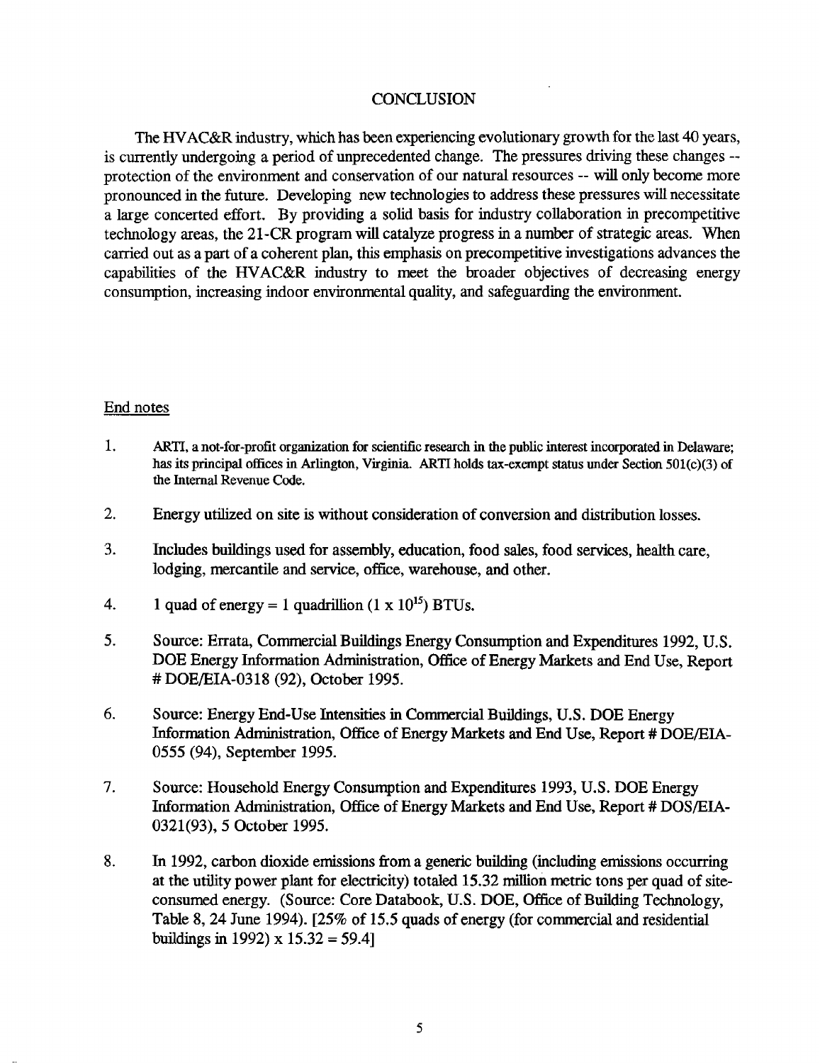## CONCLUSION

The HVAC&R industry, which has been experiencing evolutionary growth for the last 40 years, is currently undergoing a period of unprecedented change. The pressures driving these changes -- protection of the environment and conservation of our natural resources -- will only become more pronounced in the future. Developing new technologies to address these pressures will necessitate a large concerted effort. By providing a solid basis for industry collaboration in precompetitive technology areas, the 21-CR program will catalyze progress in a number of strategic areas. When carried out as a part of a coherent plan, this emphasis on precompetitive investigations advances the capabilities of the HVAC&R industry to meet the broader objectives of decreasing energy consumption, increasing indoor environmental quality, and safeguarding the environment.

### End notes

1. ARTI, a not-for-profit organization for scientific research in the public interest incorporated in Delaware; has its principal offices in Arlington, Virginia. ARTI holds tax-exempt status under Section 501(c)(3) of the Internal Revenue Code.

2. Energy utilized on site is without consideration of conversion and distribution losses.

3. Includes buildings used for assembly, education, food sales, food services, health care, lodging, mercantile and service, office, warehouse, and other.

4. 1 quad of energy = 1 quadrillion ($1 \times 10^{15}$) BTUs.

5. Source: Errata, Commercial Buildings Energy Consumption and Expenditures 1992, U.S. DOE Energy Information Administration, Office of Energy Markets and End Use, Report # DOE/EIA-0318 (92), October 1995.

6. Source: Energy End-Use Intensities in Commercial Buildings, U.S. DOE Energy Information Administration, Office of Energy Markets and End Use, Report # DOE/EIA-0555 (94), September 1995.

7. Source: Household Energy Consumption and Expenditures 1993, U.S. DOE Energy Information Administration, Office of Energy Markets and End Use, Report # DOS/EIA-0321(93), 5 October 1995.

8. In 1992, carbon dioxide emissions from a generic building (including emissions occurring at the utility power plant for electricity) totaled 15.32 million metric tons per quad of site-consumed energy. (Source: Core Databook, U.S. DOE, Office of Building Technology, Table 8, 24 June 1994). [25% of 15.5 quads of energy (for commercial and residential buildings in 1992) x 15.32 = 59.4]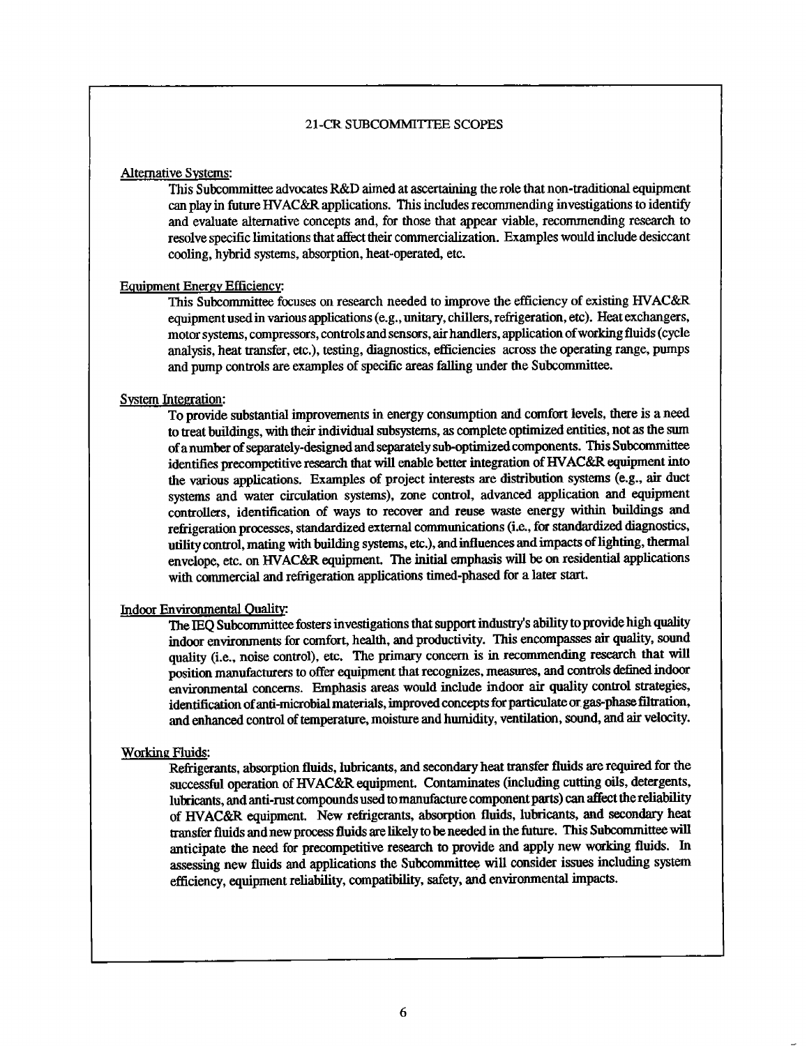## 21-CR SUBCOMMITTEE SCOPES

Alternative Systems:

This Subcommittee advocates R&D aimed at ascertaining the role that non-traditional equipment can play in future HVAC&R applications. This includes recommending investigations to identify and evaluate alternative concepts and, for those that appear viable, recommending research to resolve specific limitations that affect their commercialization. Examples would include desiccant cooling, hybrid systems, absorption, heat-operated, etc.

Equipment Energy Efficiency:

This Subcommittee focuses on research needed to improve the efficiency of existing HVAC&R equipment used in various applications (e.g., unitary, chillers, refrigeration, etc). Heat exchangers, motor systems, compressors, controls and sensors, air handlers, application of working fluids (cycle analysis, heat transfer, etc.), testing, diagnostics, efficiencies across the operating range, pumps and pump controls are examples of specific areas falling under the Subcommittee.

System Integration:

To provide substantial improvements in energy consumption and comfort levels, there is a need to treat buildings, with their individual subsystems, as complete optimized entities, not as the sum of a number of separately-designed and separately sub-optimized components. This Subcommittee identifies precompetitive research that will enable better integration of HVAC&R equipment into the various applications. Examples of project interests are distribution systems (e.g., air duct systems and water circulation systems), zone control, advanced application and equipment controllers, identification of ways to recover and reuse waste energy within buildings and refrigeration processes, standardized external communications (i.e., for standardized diagnostics, utility control, mating with building systems, etc.), and influences and impacts of lighting, thermal envelope, etc. on HVAC&R equipment. The initial emphasis will be on residential applications with commercial and refrigeration applications timed-phased for a later start.

Indoor Environmental Quality:

The IEQ Subcommittee fosters investigations that support industry's ability to provide high quality indoor environments for comfort, health, and productivity. This encompasses air quality, sound quality (i.e., noise control), etc. The primary concern is in recommending research that will position manufacturers to offer equipment that recognizes, measures, and controls defined indoor environmental concerns. Emphasis areas would include indoor air quality control strategies, identification of anti-microbial materials, improved concepts for particulate or gas-phase filtration, and enhanced control of temperature, moisture and humidity, ventilation, sound, and air velocity.

Working Fluids:

Refrigerants, absorption fluids, lubricants, and secondary heat transfer fluids are required for the successful operation of HVAC&R equipment. Contaminates (including cutting oils, detergents, lubricants, and anti-rust compounds used to manufacture component parts) can affect the reliability of HVAC&R equipment. New refrigerants, absorption fluids, lubricants, and secondary heat transfer fluids and new process fluids are likely to be needed in the future. This Subcommittee will anticipate the need for precompetitive research to provide and apply new working fluids. In assessing new fluids and applications the Subcommittee will consider issues including system efficiency, equipment reliability, compatibility, safety, and environmental impacts.